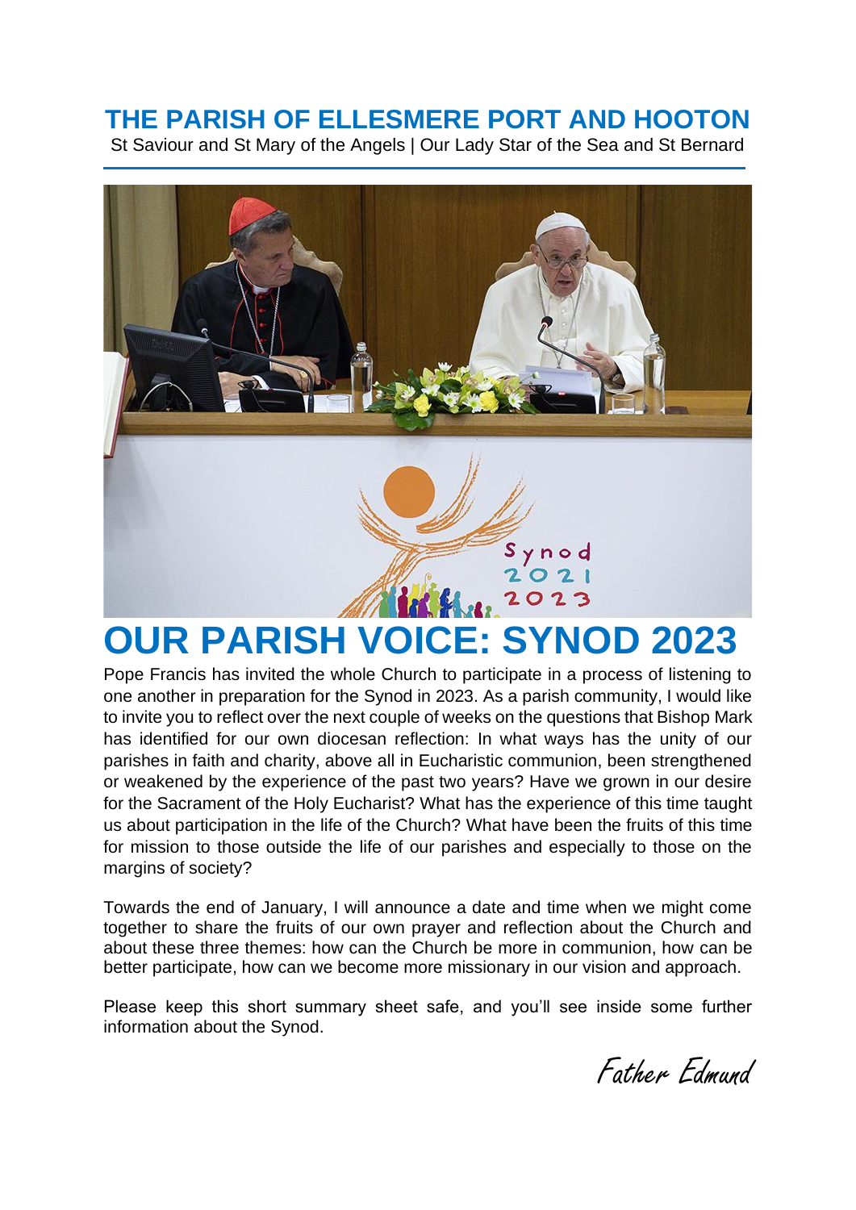# THE PARISH OF ELLESMERE PORT AND HOOTON

St Saviour and St Mary of the Angels | Our Lady Star of the Sea and St Bernard

# OUR PARISH VOICE: SYNOD 2023

Pope Francis has invited the whole Church to participate in a process of listening to one another in preparation for the Synod in 2023. As a parish community, I would like to invite you to reflect over the next couple of weeks on the questions that Bishop Mark has identified for our own diocesan reflection: In what ways has the unity of our parishes in faith and charity, above all in Eucharistic communion, been strengthened or weakened by the experience of the past two years? Have we grown in our desire for the Sacrament of the Holy Eucharist? What has the experience of this time taught us about participation in the life of the Church? What have been the fruits of this time for mission to those outside the life of our parishes and especially to those on the margins of society?

Towards the end of January, I will announce a date and time when we might come together to share the fruits of our own prayer and reflection about the Church and about these three themes: how can the Church be more in communion, how can be better participate, how can we become more missionary in our vision and approach.

Please keep this short summary sheet safe, and you'll see inside some further information about the Synod.

*Father Edmund*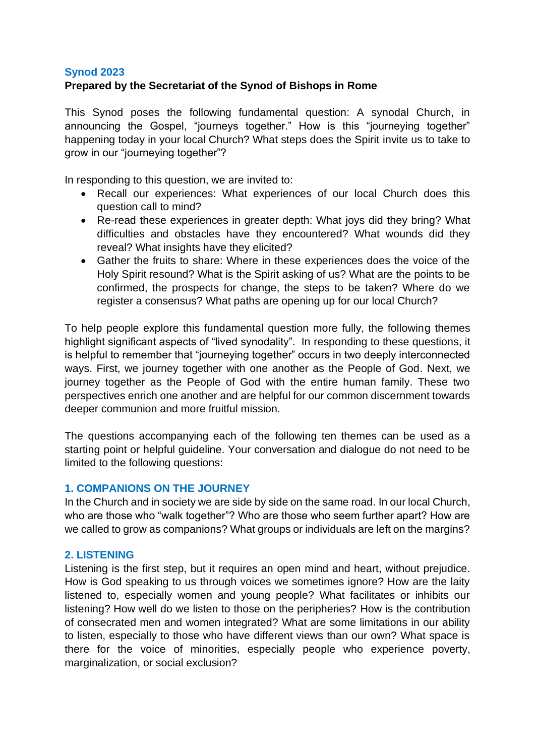**Synod 2023**

**Prepared by the Secretariat of the Synod of Bishops in Rome**

This Synod poses the following fundamental question: A synodal Church, in announcing the Gospel, "journeys together." How is this "journeying together" happening today in your local Church? What steps does the Spirit invite us to take to grow in our "journeying together"?

In responding to this question, we are invited to:

- Recall our experiences: What experiences of our local Church does this question call to mind?
- Re-read these experiences in greater depth: What joys did they bring? What difficulties and obstacles have they encountered? What wounds did they reveal? What insights have they elicited?
- Gather the fruits to share: Where in these experiences does the voice of the Holy Spirit resound? What is the Spirit asking of us? What are the points to be confirmed, the prospects for change, the steps to be taken? Where do we register a consensus? What paths are opening up for our local Church?

To help people explore this fundamental question more fully, the following themes highlight significant aspects of "lived synodality". In responding to these questions, it is helpful to remember that "journeying together" occurs in two deeply interconnected ways. First, we journey together with one another as the People of God. Next, we journey together as the People of God with the entire human family. These two perspectives enrich one another and are helpful for our common discernment towards deeper communion and more fruitful mission.

The questions accompanying each of the following ten themes can be used as a starting point or helpful guideline. Your conversation and dialogue do not need to be limited to the following questions:

## 1. COMPANIONS ON THE JOURNEY

In the Church and in society we are side by side on the same road. In our local Church, who are those who "walk together"? Who are those who seem further apart? How are we called to grow as companions? What groups or individuals are left on the margins?

## 2. LISTENING

Listening is the first step, but it requires an open mind and heart, without prejudice. How is God speaking to us through voices we sometimes ignore? How are the laity listened to, especially women and young people? What facilitates or inhibits our listening? How well do we listen to those on the peripheries? How is the contribution of consecrated men and women integrated? What are some limitations in our ability to listen, especially to those who have different views than our own? What space is there for the voice of minorities, especially people who experience poverty, marginalization, or social exclusion?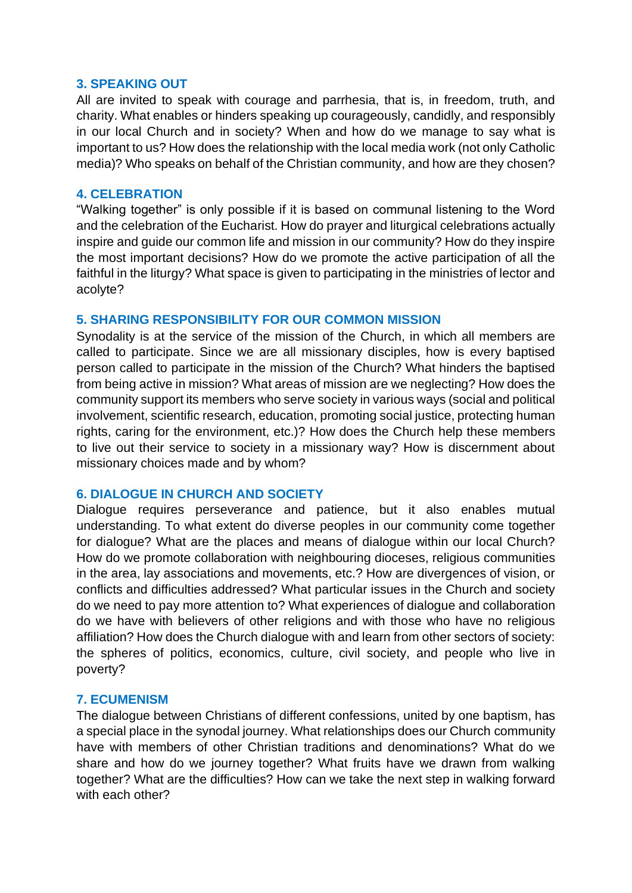### 3. SPEAKING OUT

All are invited to speak with courage and parrhesia, that is, in freedom, truth, and charity. What enables or hinders speaking up courageously, candidly, and responsibly in our local Church and in society? When and how do we manage to say what is important to us? How does the relationship with the local media work (not only Catholic media)? Who speaks on behalf of the Christian community, and how are they chosen?

### 4. CELEBRATION

"Walking together" is only possible if it is based on communal listening to the Word and the celebration of the Eucharist. How do prayer and liturgical celebrations actually inspire and guide our common life and mission in our community? How do they inspire the most important decisions? How do we promote the active participation of all the faithful in the liturgy? What space is given to participating in the ministries of lector and acolyte?

### 5. SHARING RESPONSIBILITY FOR OUR COMMON MISSION

Synodality is at the service of the mission of the Church, in which all members are called to participate. Since we are all missionary disciples, how is every baptised person called to participate in the mission of the Church? What hinders the baptised from being active in mission? What areas of mission are we neglecting? How does the community support its members who serve society in various ways (social and political involvement, scientific research, education, promoting social justice, protecting human rights, caring for the environment, etc.)? How does the Church help these members to live out their service to society in a missionary way? How is discernment about missionary choices made and by whom?

### 6. DIALOGUE IN CHURCH AND SOCIETY

Dialogue requires perseverance and patience, but it also enables mutual understanding. To what extent do diverse peoples in our community come together for dialogue? What are the places and means of dialogue within our local Church? How do we promote collaboration with neighbouring dioceses, religious communities in the area, lay associations and movements, etc.? How are divergences of vision, or conflicts and difficulties addressed? What particular issues in the Church and society do we need to pay more attention to? What experiences of dialogue and collaboration do we have with believers of other religions and with those who have no religious affiliation? How does the Church dialogue with and learn from other sectors of society: the spheres of politics, economics, culture, civil society, and people who live in poverty?

### 7. ECUMENISM

The dialogue between Christians of different confessions, united by one baptism, has a special place in the synodal journey. What relationships does our Church community have with members of other Christian traditions and denominations? What do we share and how do we journey together? What fruits have we drawn from walking together? What are the difficulties? How can we take the next step in walking forward with each other?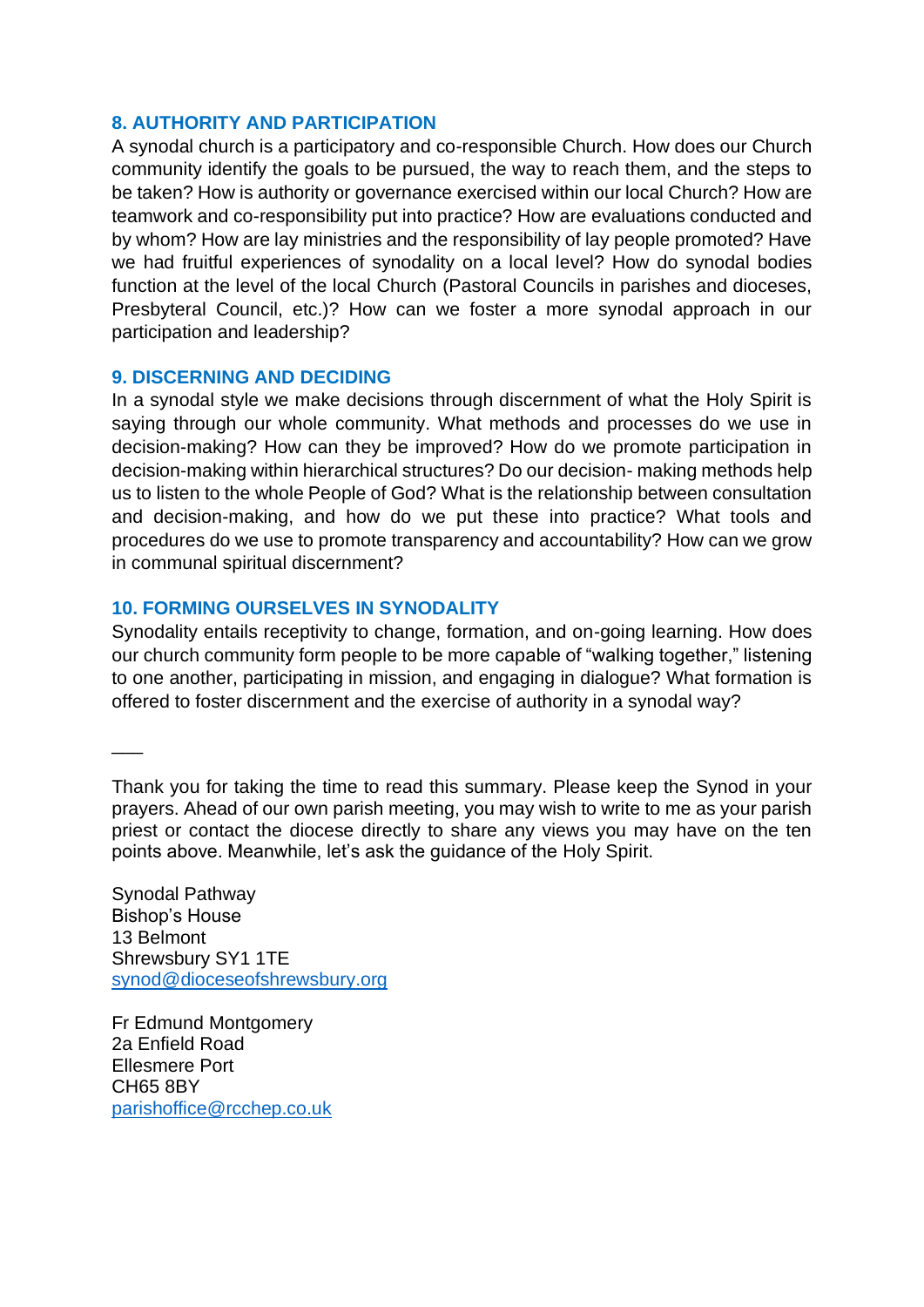## 8. AUTHORITY AND PARTICIPATION

A synodal church is a participatory and co-responsible Church. How does our Church community identify the goals to be pursued, the way to reach them, and the steps to be taken? How is authority or governance exercised within our local Church? How are teamwork and co-responsibility put into practice? How are evaluations conducted and by whom? How are lay ministries and the responsibility of lay people promoted? Have we had fruitful experiences of synodality on a local level? How do synodal bodies function at the level of the local Church (Pastoral Councils in parishes and dioceses, Presbyteral Council, etc.)? How can we foster a more synodal approach in our participation and leadership?

## 9. DISCERNING AND DECIDING

In a synodal style we make decisions through discernment of what the Holy Spirit is saying through our whole community. What methods and processes do we use in decision-making? How can they be improved? How do we promote participation in decision-making within hierarchical structures? Do our decision- making methods help us to listen to the whole People of God? What is the relationship between consultation and decision-making, and how do we put these into practice? What tools and procedures do we use to promote transparency and accountability? How can we grow in communal spiritual discernment?

## 10. FORMING OURSELVES IN SYNODALITY

Synodality entails receptivity to change, formation, and on-going learning. How does our church community form people to be more capable of "walking together," listening to one another, participating in mission, and engaging in dialogue? What formation is offered to foster discernment and the exercise of authority in a synodal way?

\_\_\_

Thank you for taking the time to read this summary. Please keep the Synod in your prayers. Ahead of our own parish meeting, you may wish to write to me as your parish priest or contact the diocese directly to share any views you may have on the ten points above. Meanwhile, let's ask the guidance of the Holy Spirit.

Synodal Pathway
Bishop's House
13 Belmont
Shrewsbury SY1 1TE
synod@dioceseofshrewsbury.org

Fr Edmund Montgomery
2a Enfield Road
Ellesmere Port
CH65 8BY
parishoffice@rcchep.co.uk